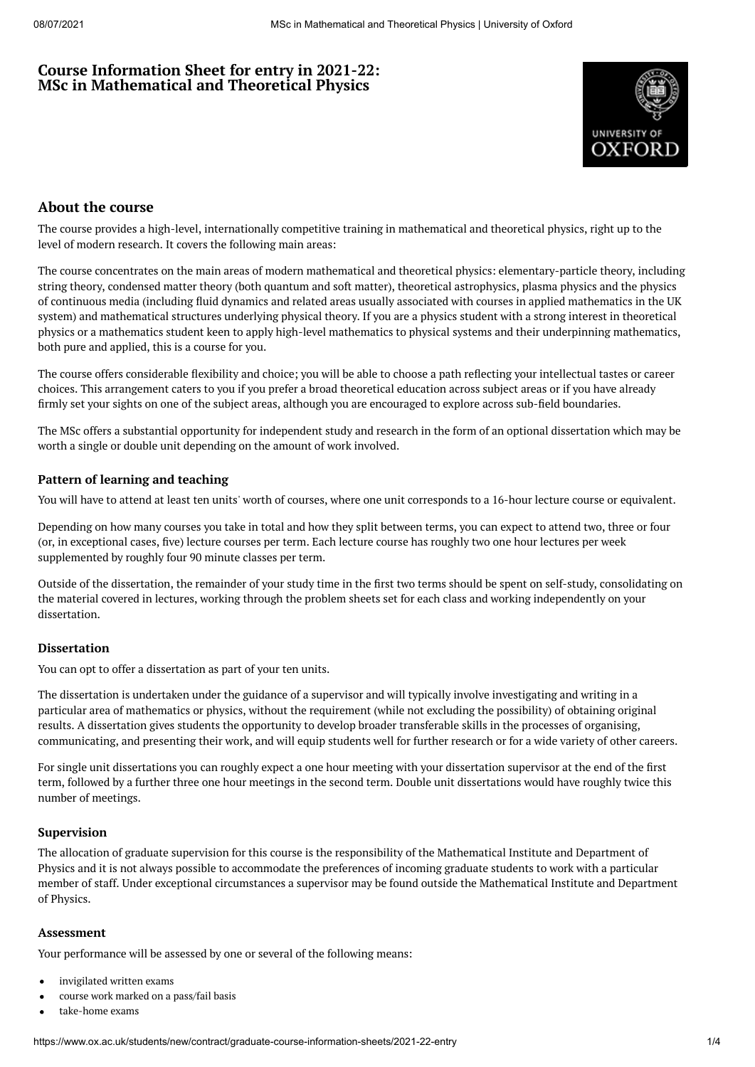# Course Information Sheet for entry in 2021-22: MSc in Mathematical and Theoretical Physics

## About the course

The course provides a high-level, internationally competitive training in mathematical and theoretical physics, right up to the level of modern research. It covers the following main areas:

The course concentrates on the main areas of modern mathematical and theoretical physics: elementary-particle theory, including string theory, condensed matter theory (both quantum and soft matter), theoretical astrophysics, plasma physics and the physics of continuous media (including fluid dynamics and related areas usually associated with courses in applied mathematics in the UK system) and mathematical structures underlying physical theory. If you are a physics student with a strong interest in theoretical physics or a mathematics student keen to apply high-level mathematics to physical systems and their underpinning mathematics, both pure and applied, this is a course for you.

The course offers considerable flexibility and choice; you will be able to choose a path reflecting your intellectual tastes or career choices. This arrangement caters to you if you prefer a broad theoretical education across subject areas or if you have already firmly set your sights on one of the subject areas, although you are encouraged to explore across sub-field boundaries.

The MSc offers a substantial opportunity for independent study and research in the form of an optional dissertation which may be worth a single or double unit depending on the amount of work involved.

### Pattern of learning and teaching

You will have to attend at least ten units' worth of courses, where one unit corresponds to a 16-hour lecture course or equivalent.

Depending on how many courses you take in total and how they split between terms, you can expect to attend two, three or four (or, in exceptional cases, five) lecture courses per term. Each lecture course has roughly two one hour lectures per week supplemented by roughly four 90 minute classes per term.

Outside of the dissertation, the remainder of your study time in the first two terms should be spent on self-study, consolidating on the material covered in lectures, working through the problem sheets set for each class and working independently on your dissertation.

### Dissertation

You can opt to offer a dissertation as part of your ten units.

The dissertation is undertaken under the guidance of a supervisor and will typically involve investigating and writing in a particular area of mathematics or physics, without the requirement (while not excluding the possibility) of obtaining original results. A dissertation gives students the opportunity to develop broader transferable skills in the processes of organising, communicating, and presenting their work, and will equip students well for further research or for a wide variety of other careers.

For single unit dissertations you can roughly expect a one hour meeting with your dissertation supervisor at the end of the first term, followed by a further three one hour meetings in the second term. Double unit dissertations would have roughly twice this number of meetings.

### Supervision

The allocation of graduate supervision for this course is the responsibility of the Mathematical Institute and Department of Physics and it is not always possible to accommodate the preferences of incoming graduate students to work with a particular member of staff. Under exceptional circumstances a supervisor may be found outside the Mathematical Institute and Department of Physics.

### Assessment

Your performance will be assessed by one or several of the following means:

- invigilated written exams
- course work marked on a pass/fail basis
- take-home exams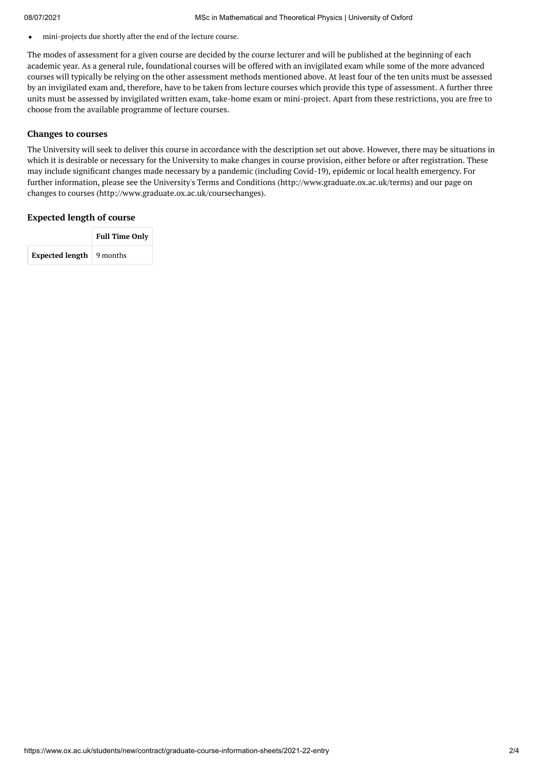- mini-projects due shortly after the end of the lecture course.

The modes of assessment for a given course are decided by the course lecturer and will be published at the beginning of each academic year. As a general rule, foundational courses will be offered with an invigilated exam while some of the more advanced courses will typically be relying on the other assessment methods mentioned above. At least four of the ten units must be assessed by an invigilated exam and, therefore, have to be taken from lecture courses which provide this type of assessment. A further three units must be assessed by invigilated written exam, take-home exam or mini-project. Apart from these restrictions, you are free to choose from the available programme of lecture courses.

### Changes to courses

The University will seek to deliver this course in accordance with the description set out above. However, there may be situations in which it is desirable or necessary for the University to make changes in course provision, either before or after registration. These may include significant changes made necessary by a pandemic (including Covid-19), epidemic or local health emergency. For further information, please see the University's Terms and Conditions (http://www.graduate.ox.ac.uk/terms) and our page on changes to courses (http://www.graduate.ox.ac.uk/coursechanges).

### Expected length of course

| | **Full Time Only** |
|---|---|
| **Expected length** | 9 months |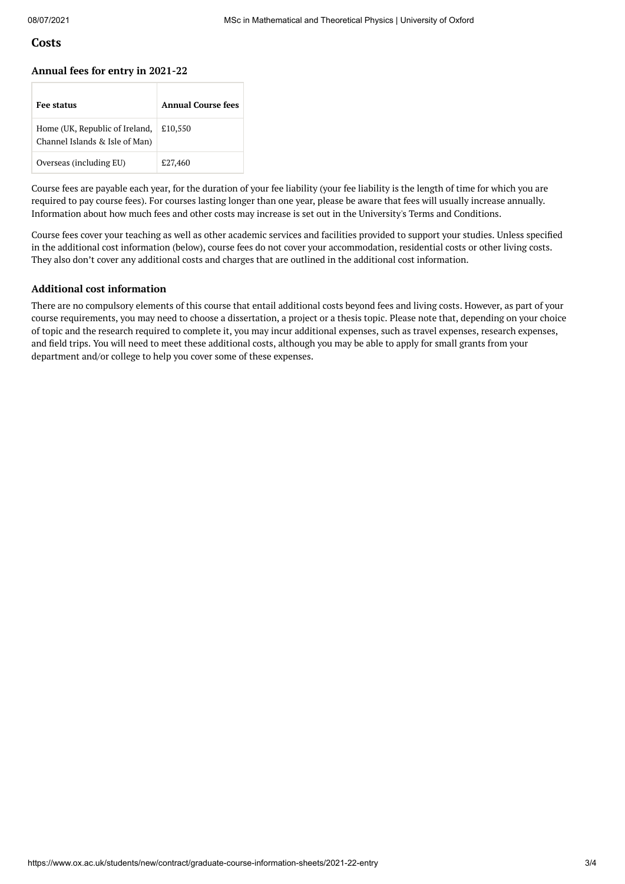## Costs

### Annual fees for entry in 2021-22

| Fee status | Annual Course fees |
|---|---|
| Home (UK, Republic of Ireland, Channel Islands & Isle of Man) | £10,550 |
| Overseas (including EU) | £27,460 |

Course fees are payable each year, for the duration of your fee liability (your fee liability is the length of time for which you are required to pay course fees). For courses lasting longer than one year, please be aware that fees will usually increase annually. Information about how much fees and other costs may increase is set out in the University's Terms and Conditions.

Course fees cover your teaching as well as other academic services and facilities provided to support your studies. Unless specified in the additional cost information (below), course fees do not cover your accommodation, residential costs or other living costs. They also don't cover any additional costs and charges that are outlined in the additional cost information.

### Additional cost information

There are no compulsory elements of this course that entail additional costs beyond fees and living costs. However, as part of your course requirements, you may need to choose a dissertation, a project or a thesis topic. Please note that, depending on your choice of topic and the research required to complete it, you may incur additional expenses, such as travel expenses, research expenses, and field trips. You will need to meet these additional costs, although you may be able to apply for small grants from your department and/or college to help you cover some of these expenses.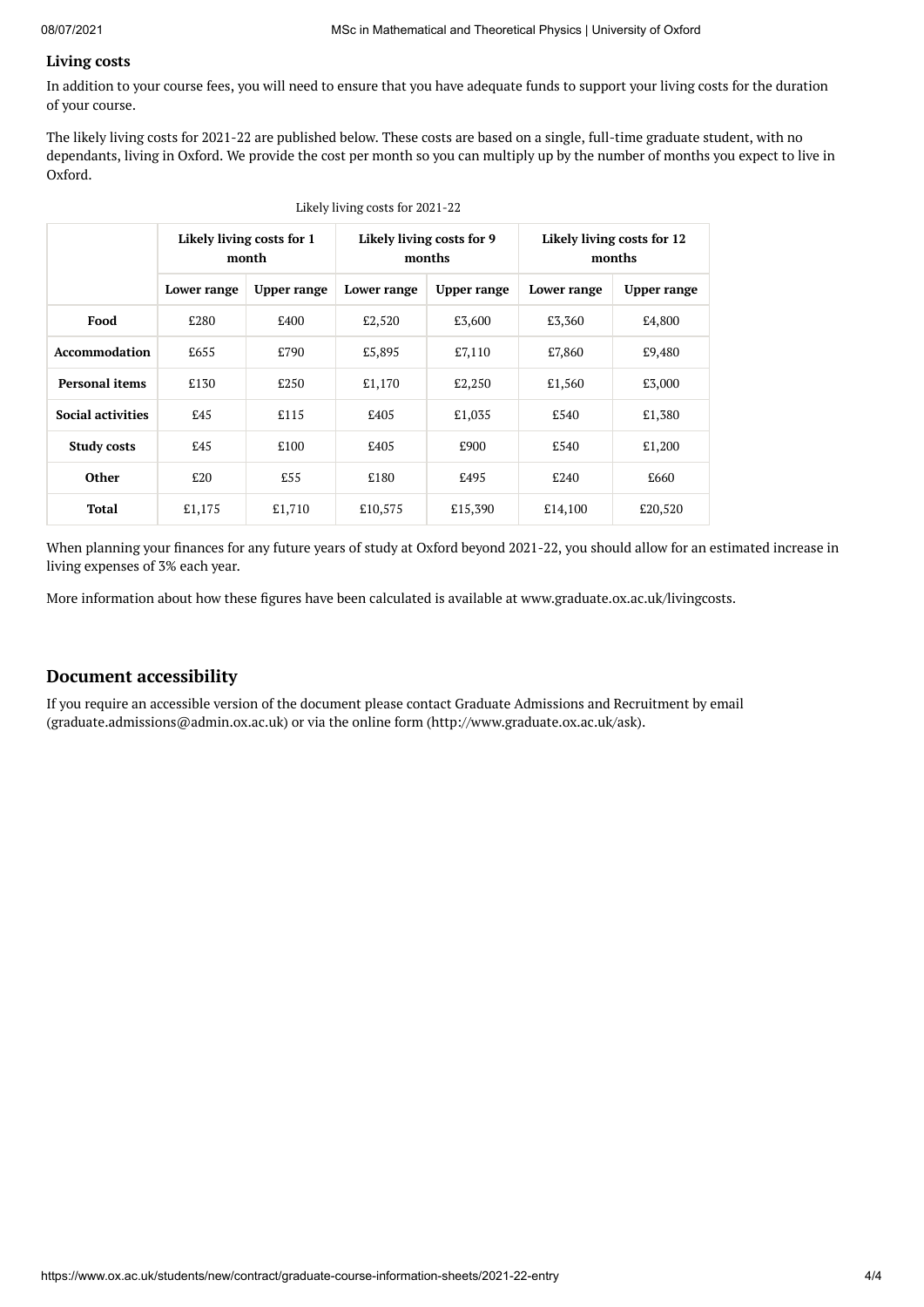**Living costs**

In addition to your course fees, you will need to ensure that you have adequate funds to support your living costs for the duration of your course.

The likely living costs for 2021-22 are published below. These costs are based on a single, full-time graduate student, with no dependants, living in Oxford. We provide the cost per month so you can multiply up by the number of months you expect to live in Oxford.

Likely living costs for 2021-22

| | Likely living costs for 1 month | | Likely living costs for 9 months | | Likely living costs for 12 months | |
|---|---|---|---|---|---|---|
| | Lower range | Upper range | Lower range | Upper range | Lower range | Upper range |
| **Food** | £280 | £400 | £2,520 | £3,600 | £3,360 | £4,800 |
| **Accommodation** | £655 | £790 | £5,895 | £7,110 | £7,860 | £9,480 |
| **Personal items** | £130 | £250 | £1,170 | £2,250 | £1,560 | £3,000 |
| **Social activities** | £45 | £115 | £405 | £1,035 | £540 | £1,380 |
| **Study costs** | £45 | £100 | £405 | £900 | £540 | £1,200 |
| **Other** | £20 | £55 | £180 | £495 | £240 | £660 |
| **Total** | £1,175 | £1,710 | £10,575 | £15,390 | £14,100 | £20,520 |

When planning your finances for any future years of study at Oxford beyond 2021-22, you should allow for an estimated increase in living expenses of 3% each year.

More information about how these figures have been calculated is available at www.graduate.ox.ac.uk/livingcosts.

## Document accessibility

If you require an accessible version of the document please contact Graduate Admissions and Recruitment by email (graduate.admissions@admin.ox.ac.uk) or via the online form (http://www.graduate.ox.ac.uk/ask).